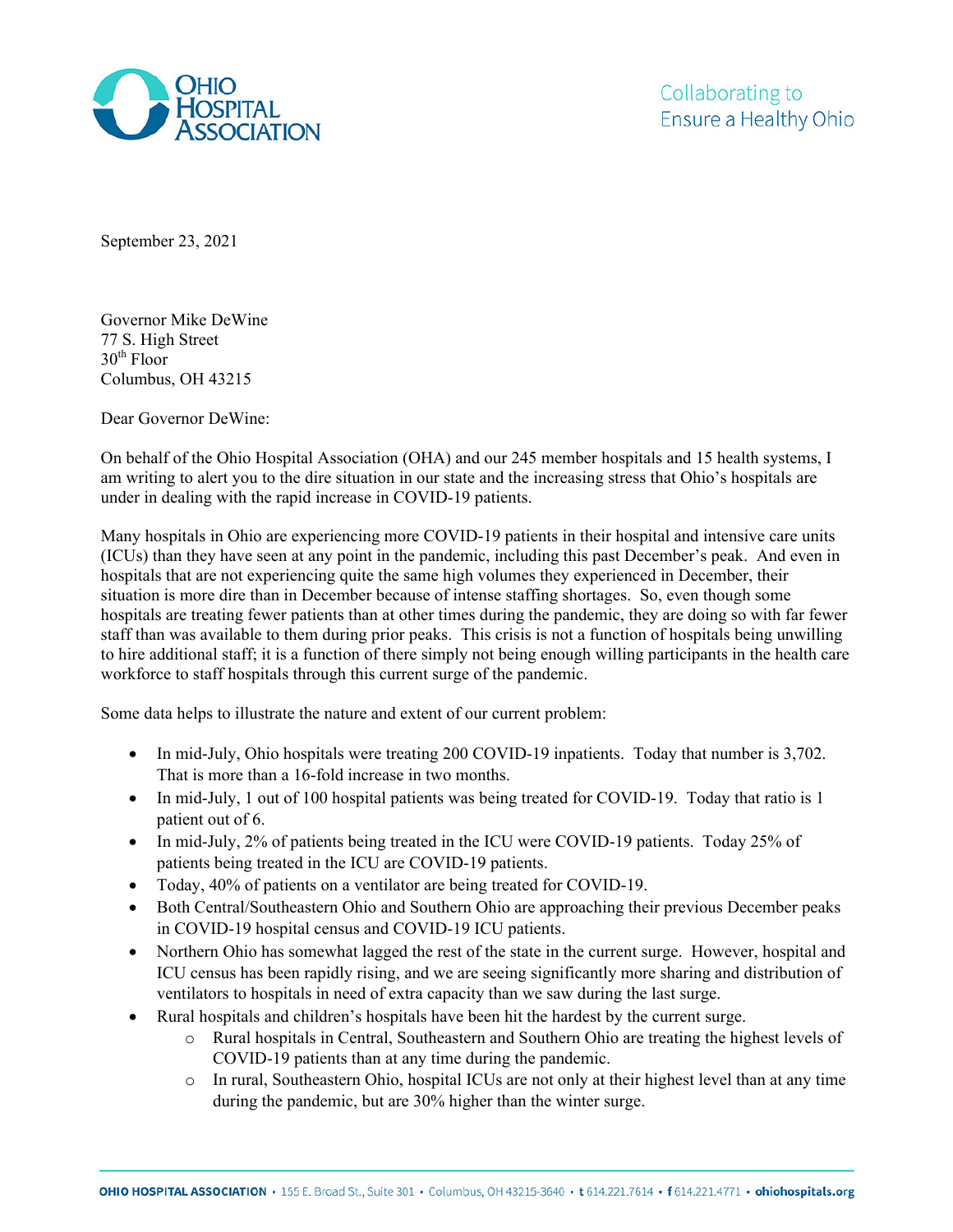OHIO HOSPITAL ASSOCIATION

Collaborating to Ensure a Healthy Ohio

September 23, 2021

Governor Mike DeWine
77 S. High Street
30th Floor
Columbus, OH 43215

Dear Governor DeWine:

On behalf of the Ohio Hospital Association (OHA) and our 245 member hospitals and 15 health systems, I am writing to alert you to the dire situation in our state and the increasing stress that Ohio's hospitals are under in dealing with the rapid increase in COVID-19 patients.

Many hospitals in Ohio are experiencing more COVID-19 patients in their hospital and intensive care units (ICUs) than they have seen at any point in the pandemic, including this past December's peak. And even in hospitals that are not experiencing quite the same high volumes they experienced in December, their situation is more dire than in December because of intense staffing shortages. So, even though some hospitals are treating fewer patients than at other times during the pandemic, they are doing so with far fewer staff than was available to them during prior peaks. This crisis is not a function of hospitals being unwilling to hire additional staff; it is a function of there simply not being enough willing participants in the health care workforce to staff hospitals through this current surge of the pandemic.

Some data helps to illustrate the nature and extent of our current problem:

- In mid-July, Ohio hospitals were treating 200 COVID-19 inpatients. Today that number is 3,702. That is more than a 16-fold increase in two months.
- In mid-July, 1 out of 100 hospital patients was being treated for COVID-19. Today that ratio is 1 patient out of 6.
- In mid-July, 2% of patients being treated in the ICU were COVID-19 patients. Today 25% of patients being treated in the ICU are COVID-19 patients.
- Today, 40% of patients on a ventilator are being treated for COVID-19.
- Both Central/Southeastern Ohio and Southern Ohio are approaching their previous December peaks in COVID-19 hospital census and COVID-19 ICU patients.
- Northern Ohio has somewhat lagged the rest of the state in the current surge. However, hospital and ICU census has been rapidly rising, and we are seeing significantly more sharing and distribution of ventilators to hospitals in need of extra capacity than we saw during the last surge.
- Rural hospitals and children's hospitals have been hit the hardest by the current surge.
  - Rural hospitals in Central, Southeastern and Southern Ohio are treating the highest levels of COVID-19 patients than at any time during the pandemic.
  - In rural, Southeastern Ohio, hospital ICUs are not only at their highest level than at any time during the pandemic, but are 30% higher than the winter surge.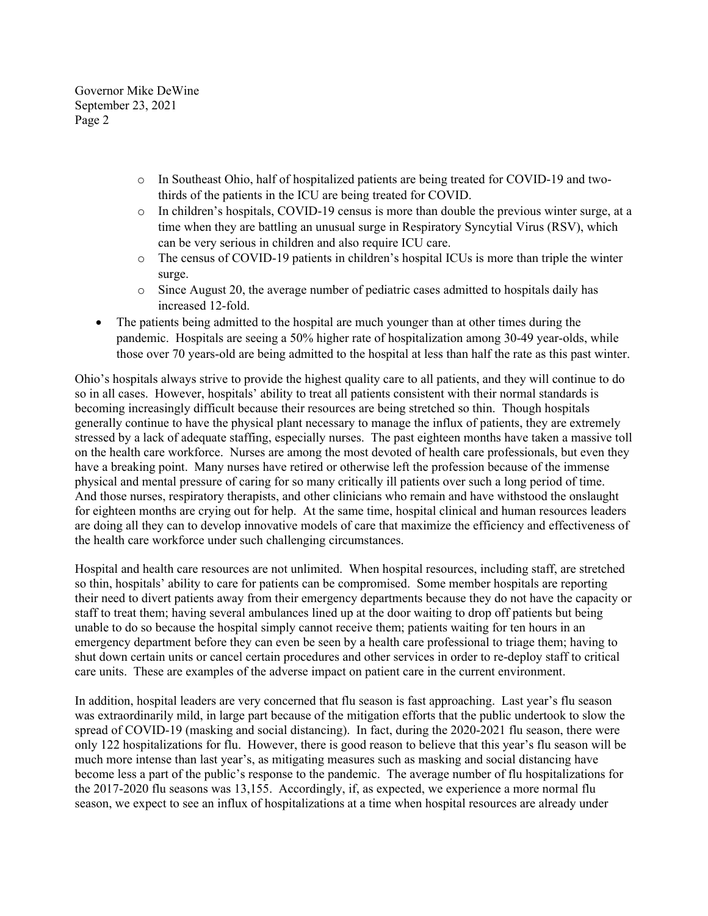- In Southeast Ohio, half of hospitalized patients are being treated for COVID-19 and two-thirds of the patients in the ICU are being treated for COVID.
  - In children's hospitals, COVID-19 census is more than double the previous winter surge, at a time when they are battling an unusual surge in Respiratory Syncytial Virus (RSV), which can be very serious in children and also require ICU care.
  - The census of COVID-19 patients in children's hospital ICUs is more than triple the winter surge.
  - Since August 20, the average number of pediatric cases admitted to hospitals daily has increased 12-fold.
- The patients being admitted to the hospital are much younger than at other times during the pandemic. Hospitals are seeing a 50% higher rate of hospitalization among 30-49 year-olds, while those over 70 years-old are being admitted to the hospital at less than half the rate as this past winter.

Ohio's hospitals always strive to provide the highest quality care to all patients, and they will continue to do so in all cases. However, hospitals' ability to treat all patients consistent with their normal standards is becoming increasingly difficult because their resources are being stretched so thin. Though hospitals generally continue to have the physical plant necessary to manage the influx of patients, they are extremely stressed by a lack of adequate staffing, especially nurses. The past eighteen months have taken a massive toll on the health care workforce. Nurses are among the most devoted of health care professionals, but even they have a breaking point. Many nurses have retired or otherwise left the profession because of the immense physical and mental pressure of caring for so many critically ill patients over such a long period of time. And those nurses, respiratory therapists, and other clinicians who remain and have withstood the onslaught for eighteen months are crying out for help. At the same time, hospital clinical and human resources leaders are doing all they can to develop innovative models of care that maximize the efficiency and effectiveness of the health care workforce under such challenging circumstances.

Hospital and health care resources are not unlimited. When hospital resources, including staff, are stretched so thin, hospitals' ability to care for patients can be compromised. Some member hospitals are reporting their need to divert patients away from their emergency departments because they do not have the capacity or staff to treat them; having several ambulances lined up at the door waiting to drop off patients but being unable to do so because the hospital simply cannot receive them; patients waiting for ten hours in an emergency department before they can even be seen by a health care professional to triage them; having to shut down certain units or cancel certain procedures and other services in order to re-deploy staff to critical care units. These are examples of the adverse impact on patient care in the current environment.

In addition, hospital leaders are very concerned that flu season is fast approaching. Last year's flu season was extraordinarily mild, in large part because of the mitigation efforts that the public undertook to slow the spread of COVID-19 (masking and social distancing). In fact, during the 2020-2021 flu season, there were only 122 hospitalizations for flu. However, there is good reason to believe that this year's flu season will be much more intense than last year's, as mitigating measures such as masking and social distancing have become less a part of the public's response to the pandemic. The average number of flu hospitalizations for the 2017-2020 flu seasons was 13,155. Accordingly, if, as expected, we experience a more normal flu season, we expect to see an influx of hospitalizations at a time when hospital resources are already under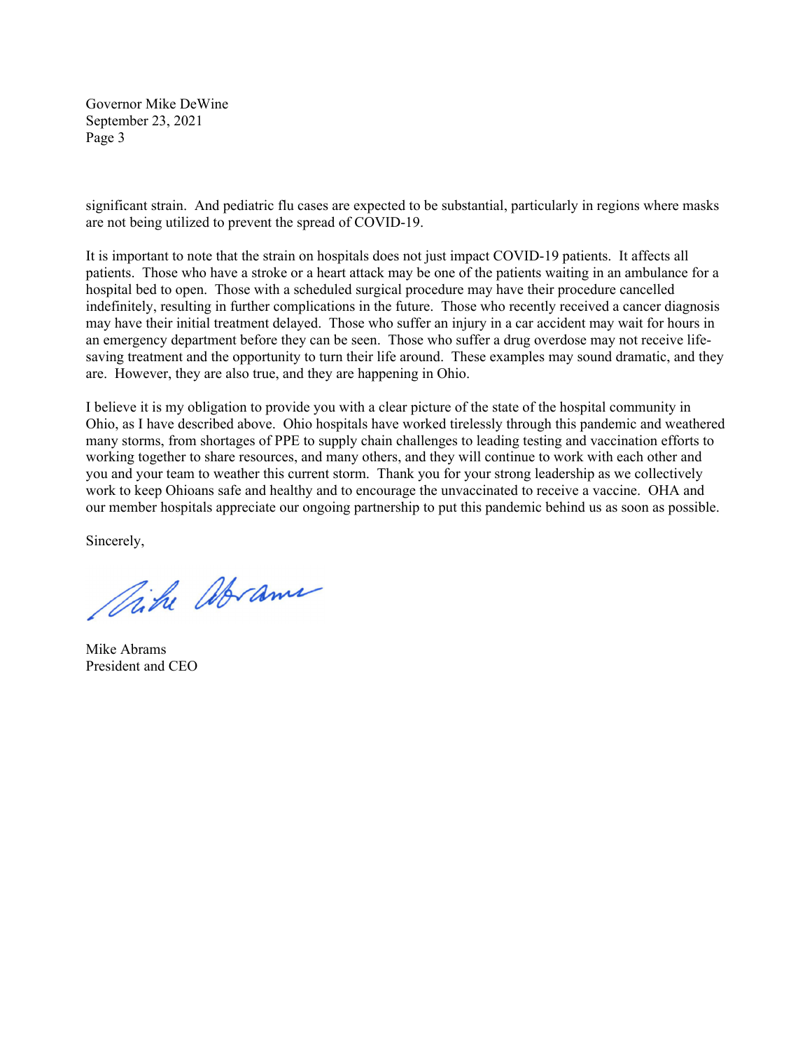significant strain. And pediatric flu cases are expected to be substantial, particularly in regions where masks are not being utilized to prevent the spread of COVID-19.

It is important to note that the strain on hospitals does not just impact COVID-19 patients. It affects all patients. Those who have a stroke or a heart attack may be one of the patients waiting in an ambulance for a hospital bed to open. Those with a scheduled surgical procedure may have their procedure cancelled indefinitely, resulting in further complications in the future. Those who recently received a cancer diagnosis may have their initial treatment delayed. Those who suffer an injury in a car accident may wait for hours in an emergency department before they can be seen. Those who suffer a drug overdose may not receive life-saving treatment and the opportunity to turn their life around. These examples may sound dramatic, and they are. However, they are also true, and they are happening in Ohio.

I believe it is my obligation to provide you with a clear picture of the state of the hospital community in Ohio, as I have described above. Ohio hospitals have worked tirelessly through this pandemic and weathered many storms, from shortages of PPE to supply chain challenges to leading testing and vaccination efforts to working together to share resources, and many others, and they will continue to work with each other and you and your team to weather this current storm. Thank you for your strong leadership as we collectively work to keep Ohioans safe and healthy and to encourage the unvaccinated to receive a vaccine. OHA and our member hospitals appreciate our ongoing partnership to put this pandemic behind us as soon as possible.

Sincerely,

Mike Abrams

Mike Abrams
President and CEO